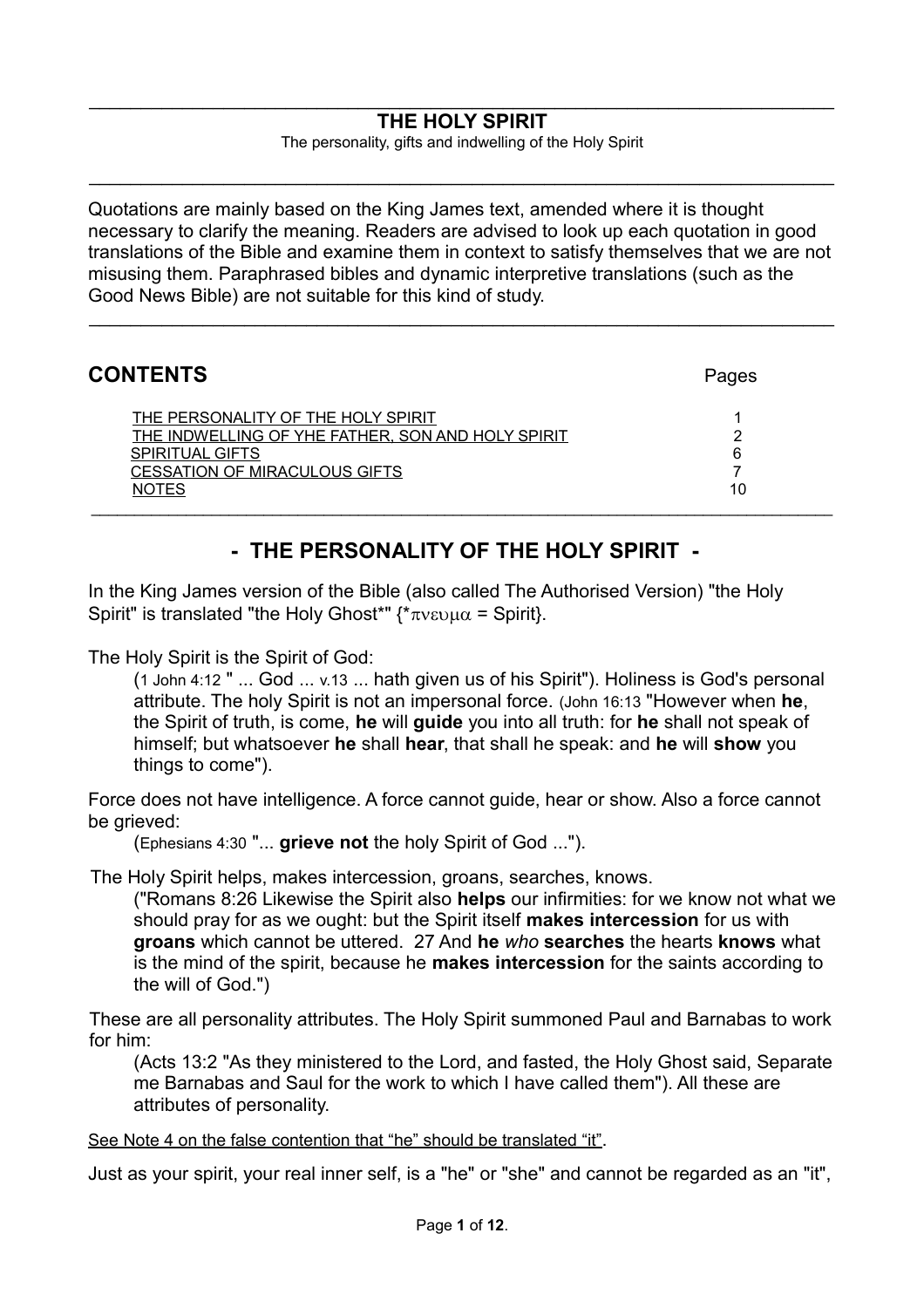# THE HOLY SPIRIT

The personality, gifts and indwelling of the Holy Spirit

---

Quotations are mainly based on the King James text, amended where it is thought necessary to clarify the meaning. Readers are advised to look up each quotation in good translations of the Bible and examine them in context to satisfy themselves that we are not misusing them. Paraphrased bibles and dynamic interpretive translations (such as the Good News Bible) are not suitable for this kind of study.

---

## CONTENTS

| | Pages |
|---|---|
| THE PERSONALITY OF THE HOLY SPIRIT | 1 |
| THE INDWELLING OF YHE FATHER, SON AND HOLY SPIRIT | 2 |
| SPIRITUAL GIFTS | 6 |
| CESSATION OF MIRACULOUS GIFTS | 7 |
| NOTES | 10 |

---

## - THE PERSONALITY OF THE HOLY SPIRIT -

In the King James version of the Bible (also called The Authorised Version) "the Holy Spirit" is translated "the Holy Ghost*" {*πνευμα = Spirit}.

The Holy Spirit is the Spirit of God:

(1 John 4:12 " ... God ... v.13 ... hath given us of his Spirit"). Holiness is God's personal attribute. The holy Spirit is not an impersonal force. (John 16:13 "However when **he**, the Spirit of truth, is come, **he** will **guide** you into all truth: for **he** shall not speak of himself; but whatsoever **he** shall **hear**, that shall he speak: and **he** will **show** you things to come").

Force does not have intelligence. A force cannot guide, hear or show. Also a force cannot be grieved:

(Ephesians 4:30 "... **grieve not** the holy Spirit of God ...").

The Holy Spirit helps, makes intercession, groans, searches, knows.

("Romans 8:26 Likewise the Spirit also **helps** our infirmities: for we know not what we should pray for as we ought: but the Spirit itself **makes intercession** for us with **groans** which cannot be uttered. 27 And **he** *who* **searches** the hearts **knows** what is the mind of the spirit, because he **makes intercession** for the saints according to the will of God.")

These are all personality attributes. The Holy Spirit summoned Paul and Barnabas to work for him:

(Acts 13:2 "As they ministered to the Lord, and fasted, the Holy Ghost said, Separate me Barnabas and Saul for the work to which I have called them"). All these are attributes of personality.

See Note 4 on the false contention that "he" should be translated "it".

Just as your spirit, your real inner self, is a "he" or "she" and cannot be regarded as an "it",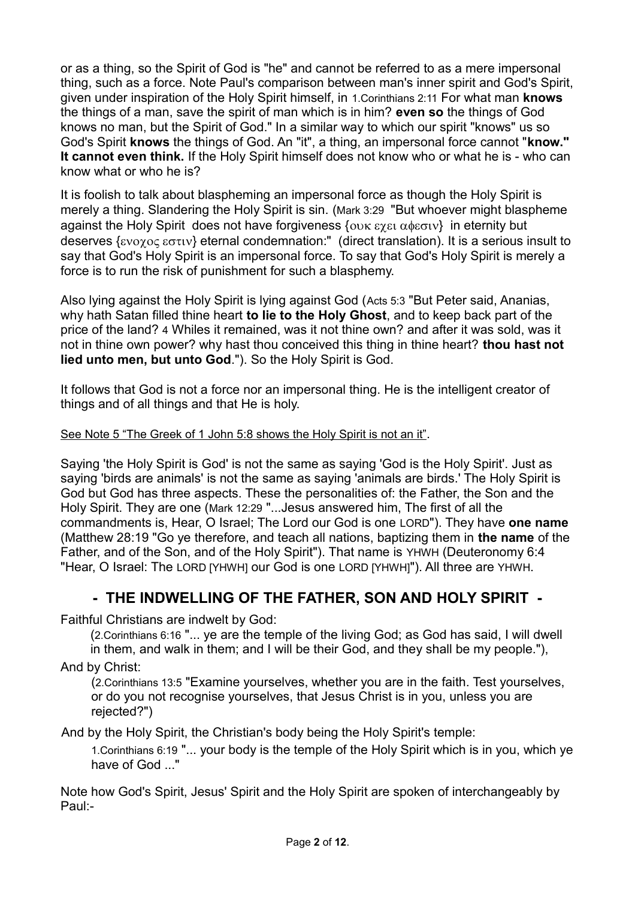or as a thing, so the Spirit of God is "he" and cannot be referred to as a mere impersonal thing, such as a force. Note Paul's comparison between man's inner spirit and God's Spirit, given under inspiration of the Holy Spirit himself, in 1.Corinthians 2:11 For what man **knows** the things of a man, save the spirit of man which is in him? **even so** the things of God knows no man, but the Spirit of God." In a similar way to which our spirit "knows" us so God's Spirit **knows** the things of God. An "it", a thing, an impersonal force cannot "**know." It cannot even think.** If the Holy Spirit himself does not know who or what he is - who can know what or who he is?

It is foolish to talk about blaspheming an impersonal force as though the Holy Spirit is merely a thing. Slandering the Holy Spirit is sin. (Mark 3:29 "But whoever might blaspheme against the Holy Spirit does not have forgiveness {ουκ εχει αφεσιν} in eternity but deserves {ενοχος εστιν} eternal condemnation:" (direct translation). It is a serious insult to say that God's Holy Spirit is an impersonal force. To say that God's Holy Spirit is merely a force is to run the risk of punishment for such a blasphemy.

Also lying against the Holy Spirit is lying against God (Acts 5:3 "But Peter said, Ananias, why hath Satan filled thine heart **to lie to the Holy Ghost**, and to keep back part of the price of the land? 4 Whiles it remained, was it not thine own? and after it was sold, was it not in thine own power? why hast thou conceived this thing in thine heart? **thou hast not lied unto men, but unto God**."). So the Holy Spirit is God.

It follows that God is not a force nor an impersonal thing. He is the intelligent creator of things and of all things and that He is holy.

See Note 5 "The Greek of 1 John 5:8 shows the Holy Spirit is not an it".

Saying 'the Holy Spirit is God' is not the same as saying 'God is the Holy Spirit'. Just as saying 'birds are animals' is not the same as saying 'animals are birds.' The Holy Spirit is God but God has three aspects. These the personalities of: the Father, the Son and the Holy Spirit. They are one (Mark 12:29 "...Jesus answered him, The first of all the commandments is, Hear, O Israel; The Lord our God is one LORD"). They have **one name** (Matthew 28:19 "Go ye therefore, and teach all nations, baptizing them in **the name** of the Father, and of the Son, and of the Holy Spirit"). That name is YHWH (Deuteronomy 6:4 "Hear, O Israel: The LORD [YHWH] our God is one LORD [YHWH]"). All three are YHWH.

## - THE INDWELLING OF THE FATHER, SON AND HOLY SPIRIT -

Faithful Christians are indwelt by God:

(2.Corinthians 6:16 "... ye are the temple of the living God; as God has said, I will dwell in them, and walk in them; and I will be their God, and they shall be my people."),

And by Christ:

(2.Corinthians 13:5 "Examine yourselves, whether you are in the faith. Test yourselves, or do you not recognise yourselves, that Jesus Christ is in you, unless you are rejected?")

And by the Holy Spirit, the Christian's body being the Holy Spirit's temple:

1.Corinthians 6:19 "... your body is the temple of the Holy Spirit which is in you, which ye have of God ..."

Note how God's Spirit, Jesus' Spirit and the Holy Spirit are spoken of interchangeably by Paul:-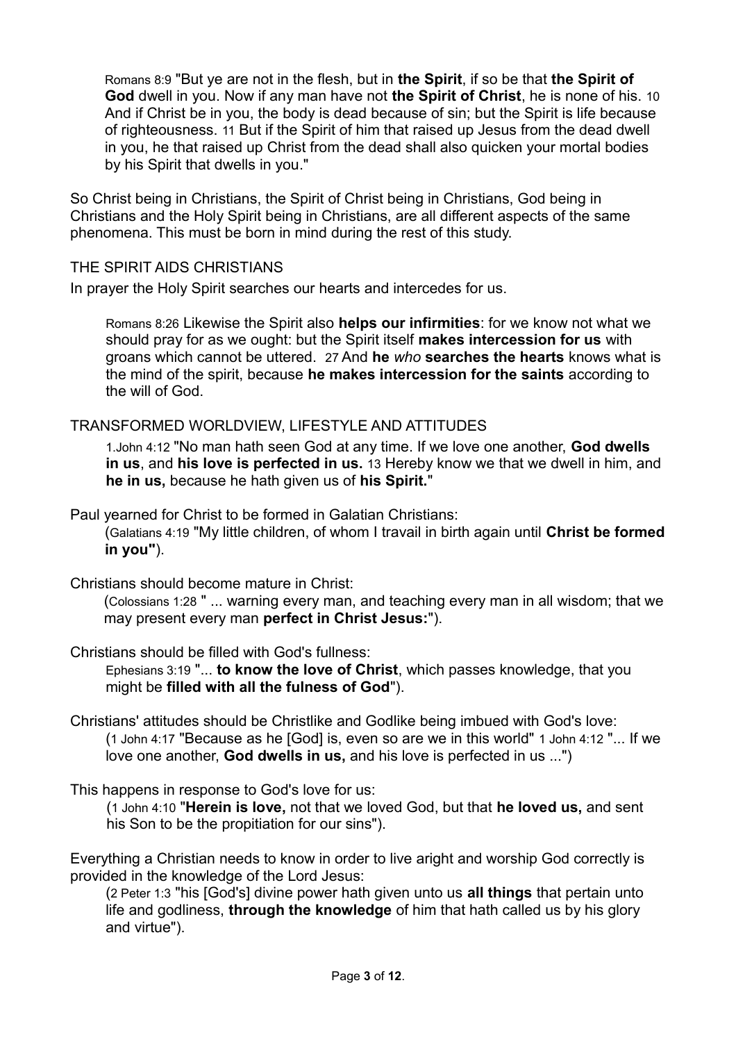> Romans 8:9 "But ye are not in the flesh, but in **the Spirit**, if so be that **the Spirit of God** dwell in you. Now if any man have not **the Spirit of Christ**, he is none of his. 10 And if Christ be in you, the body is dead because of sin; but the Spirit is life because of righteousness. 11 But if the Spirit of him that raised up Jesus from the dead dwell in you, he that raised up Christ from the dead shall also quicken your mortal bodies by his Spirit that dwells in you."

So Christ being in Christians, the Spirit of Christ being in Christians, God being in Christians and the Holy Spirit being in Christians, are all different aspects of the same phenomena. This must be born in mind during the rest of this study.

THE SPIRIT AIDS CHRISTIANS

In prayer the Holy Spirit searches our hearts and intercedes for us.

> Romans 8:26 Likewise the Spirit also **helps our infirmities**: for we know not what we should pray for as we ought: but the Spirit itself **makes intercession for us** with groans which cannot be uttered. 27 And **he** *who* **searches the hearts** knows what is the mind of the spirit, because **he makes intercession for the saints** according to the will of God.

TRANSFORMED WORLDVIEW, LIFESTYLE AND ATTITUDES

> 1.John 4:12 "No man hath seen God at any time. If we love one another, **God dwells in us**, and **his love is perfected in us.** 13 Hereby know we that we dwell in him, and **he in us,** because he hath given us of **his Spirit.**"

Paul yearned for Christ to be formed in Galatian Christians:

> (Galatians 4:19 "My little children, of whom I travail in birth again until **Christ be formed in you"**).

Christians should become mature in Christ:

> (Colossians 1:28 " ... warning every man, and teaching every man in all wisdom; that we may present every man **perfect in Christ Jesus:**").

Christians should be filled with God's fullness:

> Ephesians 3:19 "... **to know the love of Christ**, which passes knowledge, that you might be **filled with all the fulness of God**").

Christians' attitudes should be Christlike and Godlike being imbued with God's love:

> (1 John 4:17 "Because as he [God] is, even so are we in this world" 1 John 4:12 "... If we love one another, **God dwells in us,** and his love is perfected in us ...")

This happens in response to God's love for us:

> (1 John 4:10 "**Herein is love,** not that we loved God, but that **he loved us,** and sent his Son to be the propitiation for our sins").

Everything a Christian needs to know in order to live aright and worship God correctly is provided in the knowledge of the Lord Jesus:

> (2 Peter 1:3 "his [God's] divine power hath given unto us **all things** that pertain unto life and godliness, **through the knowledge** of him that hath called us by his glory and virtue").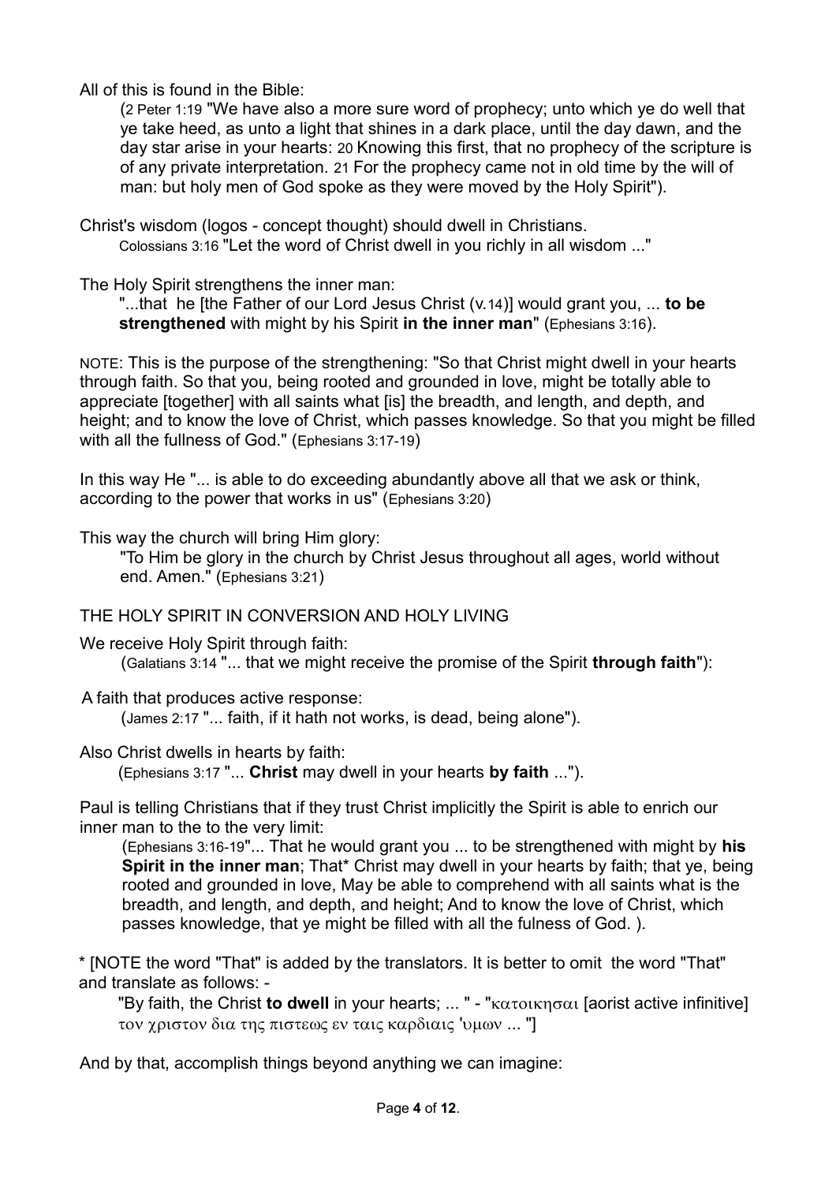All of this is found in the Bible:

> (2 Peter 1:19 "We have also a more sure word of prophecy; unto which ye do well that ye take heed, as unto a light that shines in a dark place, until the day dawn, and the day star arise in your hearts: 20 Knowing this first, that no prophecy of the scripture is of any private interpretation. 21 For the prophecy came not in old time by the will of man: but holy men of God spoke as they were moved by the Holy Spirit").

Christ's wisdom (logos - concept thought) should dwell in Christians.

> Colossians 3:16 "Let the word of Christ dwell in you richly in all wisdom ..."

The Holy Spirit strengthens the inner man:

> "...that he [the Father of our Lord Jesus Christ (v.14)] would grant you, ... **to be strengthened** with might by his Spirit **in the inner man**" (Ephesians 3:16).

NOTE: This is the purpose of the strengthening: "So that Christ might dwell in your hearts through faith. So that you, being rooted and grounded in love, might be totally able to appreciate [together] with all saints what [is] the breadth, and length, and depth, and height; and to know the love of Christ, which passes knowledge. So that you might be filled with all the fullness of God." (Ephesians 3:17-19)

In this way He "... is able to do exceeding abundantly above all that we ask or think, according to the power that works in us" (Ephesians 3:20)

This way the church will bring Him glory:

> "To Him be glory in the church by Christ Jesus throughout all ages, world without end. Amen." (Ephesians 3:21)

THE HOLY SPIRIT IN CONVERSION AND HOLY LIVING

We receive Holy Spirit through faith:

> (Galatians 3:14 "... that we might receive the promise of the Spirit **through faith**"):

A faith that produces active response:

> (James 2:17 "... faith, if it hath not works, is dead, being alone").

Also Christ dwells in hearts by faith:

> (Ephesians 3:17 "... **Christ** may dwell in your hearts **by faith** ...").

Paul is telling Christians that if they trust Christ implicitly the Spirit is able to enrich our inner man to the to the very limit:

> (Ephesians 3:16-19"... That he would grant you ... to be strengthened with might by **his Spirit in the inner man**; That* Christ may dwell in your hearts by faith; that ye, being rooted and grounded in love, May be able to comprehend with all saints what is the breadth, and length, and depth, and height; And to know the love of Christ, which passes knowledge, that ye might be filled with all the fulness of God. ).

* [NOTE the word "That" is added by the translators. It is better to omit the word "That" and translate as follows: -

> "By faith, the Christ **to dwell** in your hearts; ... " - "κατοικησαι [aorist active infinitive] τον χριστον δια της πιστεως εν ταις καρδιαις 'υμων ... "]

And by that, accomplish things beyond anything we can imagine: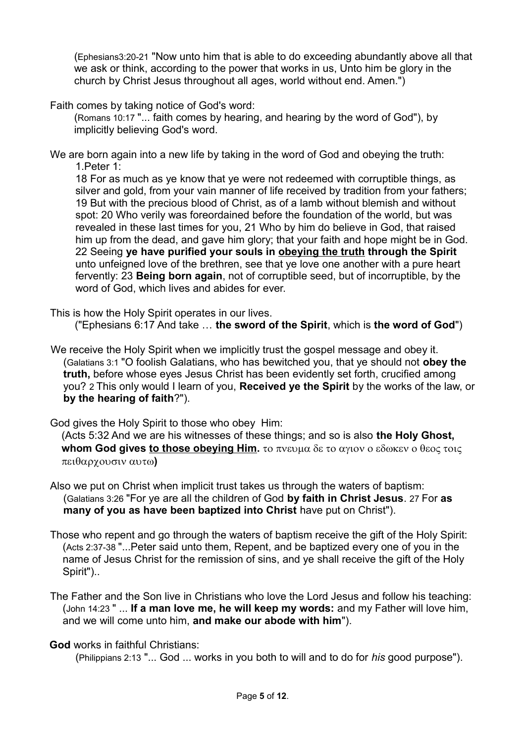(Ephesians3:20-21 "Now unto him that is able to do exceeding abundantly above all that we ask or think, according to the power that works in us, Unto him be glory in the church by Christ Jesus throughout all ages, world without end. Amen.")

Faith comes by taking notice of God's word:

(Romans 10:17 "... faith comes by hearing, and hearing by the word of God"), by implicitly believing God's word.

We are born again into a new life by taking in the word of God and obeying the truth:

1.Peter 1:

18 For as much as ye know that ye were not redeemed with corruptible things, as silver and gold, from your vain manner of life received by tradition from your fathers; 19 But with the precious blood of Christ, as of a lamb without blemish and without spot: 20 Who verily was foreordained before the foundation of the world, but was revealed in these last times for you, 21 Who by him do believe in God, that raised him up from the dead, and gave him glory; that your faith and hope might be in God. 22 Seeing **ye have purified your souls in <u>obeying the truth</u> through the Spirit** unto unfeigned love of the brethren, see that ye love one another with a pure heart fervently: 23 **Being born again**, not of corruptible seed, but of incorruptible, by the word of God, which lives and abides for ever.

This is how the Holy Spirit operates in our lives.

("Ephesians 6:17 And take … **the sword of the Spirit**, which is **the word of God**")

We receive the Holy Spirit when we implicitly trust the gospel message and obey it.

(Galatians 3:1 "O foolish Galatians, who has bewitched you, that ye should not **obey the truth,** before whose eyes Jesus Christ has been evidently set forth, crucified among you? 2 This only would I learn of you, **Received ye the Spirit** by the works of the law, or **by the hearing of faith**?").

God gives the Holy Spirit to those who obey Him:

(Acts 5:32 And we are his witnesses of these things; and so is also **the Holy Ghost, whom God gives <u>to those obeying Him</u>.** το πνευμα δε το αγιον ο εδωκεν ο θεος τοις πειθαρχουσιν αυτω**)**

Also we put on Christ when implicit trust takes us through the waters of baptism:

(Galatians 3:26 "For ye are all the children of God **by faith in Christ Jesus**. 27 For **as many of you as have been baptized into Christ** have put on Christ").

Those who repent and go through the waters of baptism receive the gift of the Holy Spirit:

(Acts 2:37-38 "...Peter said unto them, Repent, and be baptized every one of you in the name of Jesus Christ for the remission of sins, and ye shall receive the gift of the Holy Spirit")..

The Father and the Son live in Christians who love the Lord Jesus and follow his teaching:

(John 14:23 " ... **If a man love me, he will keep my words:** and my Father will love him, and we will come unto him, **and make our abode with him**").

**God** works in faithful Christians:

(Philippians 2:13 "... God ... works in you both to will and to do for *his* good purpose").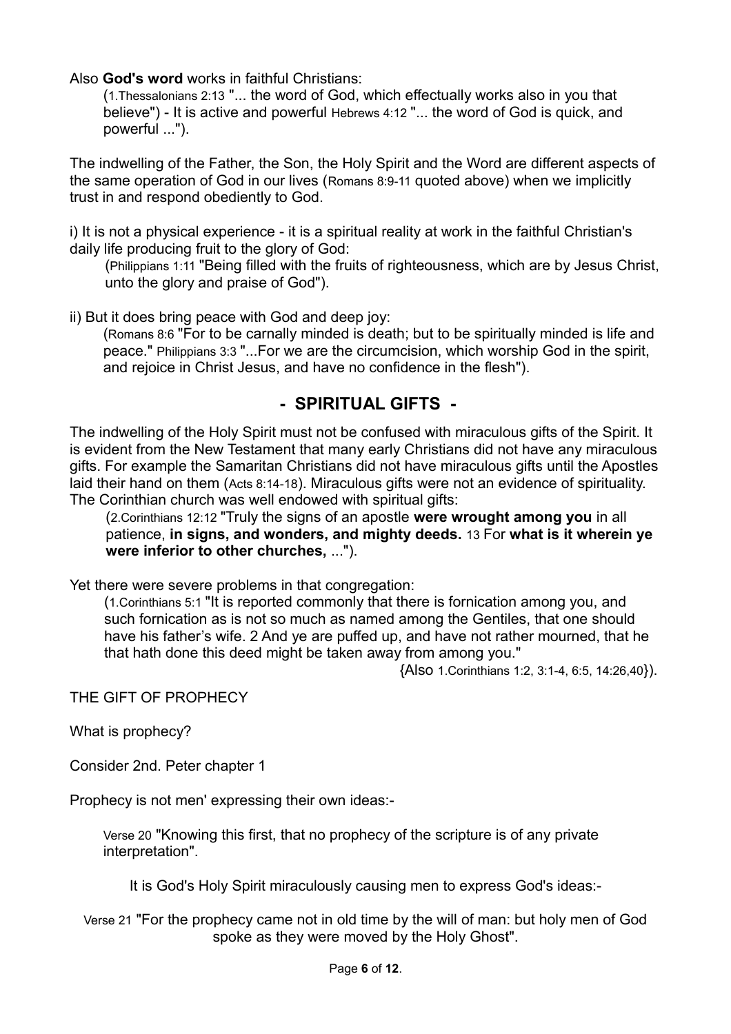Also **God's word** works in faithful Christians:

> (1.Thessalonians 2:13 "... the word of God, which effectually works also in you that believe") - It is active and powerful Hebrews 4:12 "... the word of God is quick, and powerful ...").

The indwelling of the Father, the Son, the Holy Spirit and the Word are different aspects of the same operation of God in our lives (Romans 8:9-11 quoted above) when we implicitly trust in and respond obediently to God.

i) It is not a physical experience - it is a spiritual reality at work in the faithful Christian's daily life producing fruit to the glory of God:

> (Philippians 1:11 "Being filled with the fruits of righteousness, which are by Jesus Christ, unto the glory and praise of God").

ii) But it does bring peace with God and deep joy:

> (Romans 8:6 "For to be carnally minded is death; but to be spiritually minded is life and peace." Philippians 3:3 "...For we are the circumcision, which worship God in the spirit, and rejoice in Christ Jesus, and have no confidence in the flesh").

## - SPIRITUAL GIFTS -

The indwelling of the Holy Spirit must not be confused with miraculous gifts of the Spirit. It is evident from the New Testament that many early Christians did not have any miraculous gifts. For example the Samaritan Christians did not have miraculous gifts until the Apostles laid their hand on them (Acts 8:14-18). Miraculous gifts were not an evidence of spirituality. The Corinthian church was well endowed with spiritual gifts:

> (2.Corinthians 12:12 "Truly the signs of an apostle **were wrought among you** in all patience, **in signs, and wonders, and mighty deeds.** 13 For **what is it wherein ye were inferior to other churches,** ...").

Yet there were severe problems in that congregation:

> (1.Corinthians 5:1 "It is reported commonly that there is fornication among you, and such fornication as is not so much as named among the Gentiles, that one should have his father's wife. 2 And ye are puffed up, and have not rather mourned, that he that hath done this deed might be taken away from among you."
>
> {Also 1.Corinthians 1:2, 3:1-4, 6:5, 14:26,40}).

THE GIFT OF PROPHECY

What is prophecy?

Consider 2nd. Peter chapter 1

Prophecy is not men' expressing their own ideas:-

> Verse 20 "Knowing this first, that no prophecy of the scripture is of any private interpretation".

It is God's Holy Spirit miraculously causing men to express God's ideas:-

> Verse 21 "For the prophecy came not in old time by the will of man: but holy men of God spoke as they were moved by the Holy Ghost".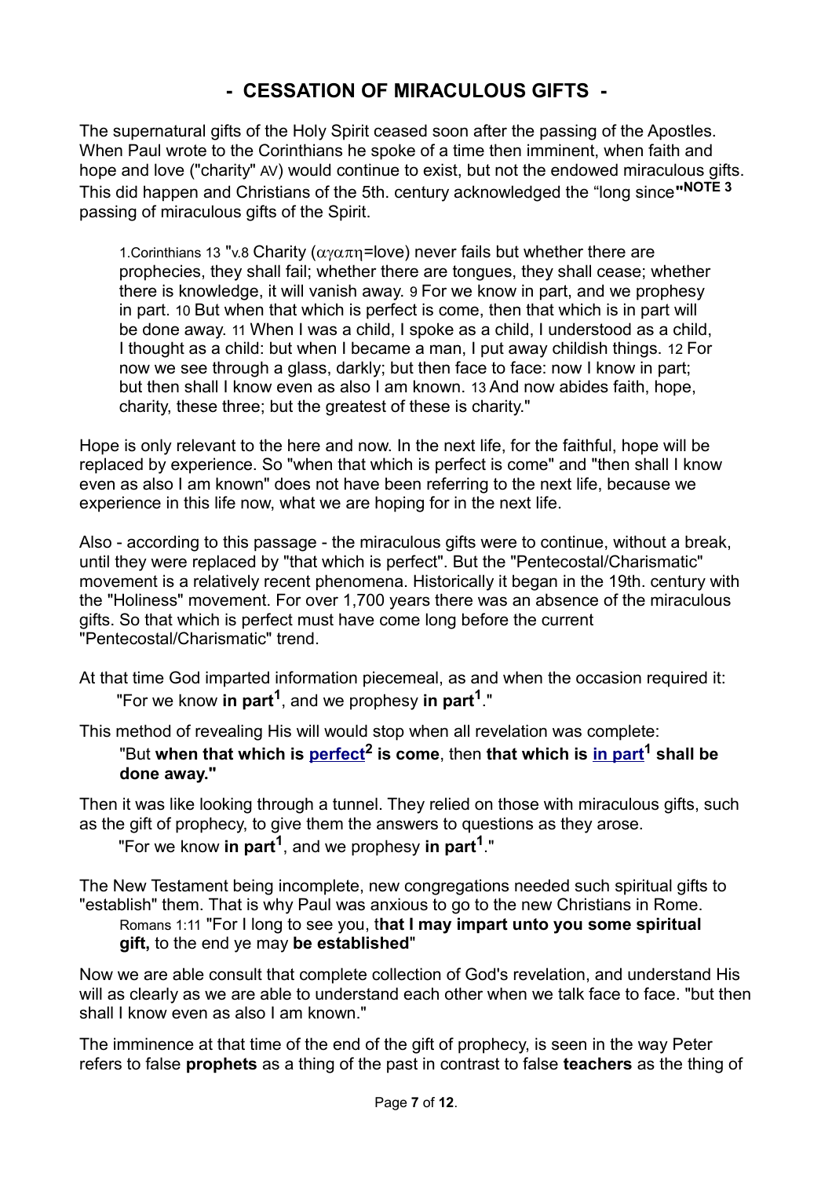# - CESSATION OF MIRACULOUS GIFTS -

The supernatural gifts of the Holy Spirit ceased soon after the passing of the Apostles. When Paul wrote to the Corinthians he spoke of a time then imminent, when faith and hope and love ("charity" AV) would continue to exist, but not the endowed miraculous gifts. This did happen and Christians of the 5th. century acknowledged the "long since"**NOTE 3** passing of miraculous gifts of the Spirit.

> 1.Corinthians 13 "v.8 Charity (αγαπη=love) never fails but whether there are prophecies, they shall fail; whether there are tongues, they shall cease; whether there is knowledge, it will vanish away. 9 For we know in part, and we prophesy in part. 10 But when that which is perfect is come, then that which is in part will be done away. 11 When I was a child, I spoke as a child, I understood as a child, I thought as a child: but when I became a man, I put away childish things. 12 For now we see through a glass, darkly; but then face to face: now I know in part; but then shall I know even as also I am known. 13 And now abides faith, hope, charity, these three; but the greatest of these is charity."

Hope is only relevant to the here and now. In the next life, for the faithful, hope will be replaced by experience. So "when that which is perfect is come" and "then shall I know even as also I am known" does not have been referring to the next life, because we experience in this life now, what we are hoping for in the next life.

Also - according to this passage - the miraculous gifts were to continue, without a break, until they were replaced by "that which is perfect". But the "Pentecostal/Charismatic" movement is a relatively recent phenomena. Historically it began in the 19th. century with the "Holiness" movement. For over 1,700 years there was an absence of the miraculous gifts. So that which is perfect must have come long before the current "Pentecostal/Charismatic" trend.

At that time God imparted information piecemeal, as and when the occasion required it:

> "For we know **in part**[1], and we prophesy **in part**[1]."

This method of revealing His will would stop when all revelation was complete:

> "But **when that which is perfect**[2] **is come**, then **that which is in part**[1] **shall be done away."**

Then it was like looking through a tunnel. They relied on those with miraculous gifts, such as the gift of prophecy, to give them the answers to questions as they arose.

> "For we know **in part**[1], and we prophesy **in part**[1]."

The New Testament being incomplete, new congregations needed such spiritual gifts to "establish" them. That is why Paul was anxious to go to the new Christians in Rome.

> Romans 1:11 "For I long to see you, t**hat I may impart unto you some spiritual gift,** to the end ye may **be established**"

Now we are able consult that complete collection of God's revelation, and understand His will as clearly as we are able to understand each other when we talk face to face. "but then shall I know even as also I am known."

The imminence at that time of the end of the gift of prophecy, is seen in the way Peter refers to false **prophets** as a thing of the past in contrast to false **teachers** as the thing of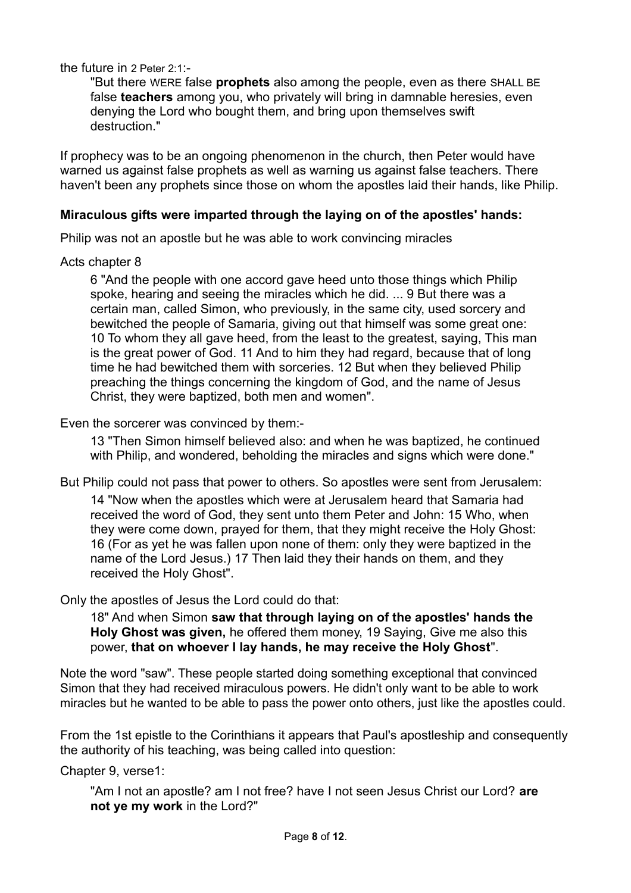the future in 2 Peter 2:1:-

> "But there WERE false **prophets** also among the people, even as there SHALL BE false **teachers** among you, who privately will bring in damnable heresies, even denying the Lord who bought them, and bring upon themselves swift destruction."

If prophecy was to be an ongoing phenomenon in the church, then Peter would have warned us against false prophets as well as warning us against false teachers. There haven't been any prophets since those on whom the apostles laid their hands, like Philip.

**Miraculous gifts were imparted through the laying on of the apostles' hands:**

Philip was not an apostle but he was able to work convincing miracles

Acts chapter 8

> 6 "And the people with one accord gave heed unto those things which Philip spoke, hearing and seeing the miracles which he did. ... 9 But there was a certain man, called Simon, who previously, in the same city, used sorcery and bewitched the people of Samaria, giving out that himself was some great one: 10 To whom they all gave heed, from the least to the greatest, saying, This man is the great power of God. 11 And to him they had regard, because that of long time he had bewitched them with sorceries. 12 But when they believed Philip preaching the things concerning the kingdom of God, and the name of Jesus Christ, they were baptized, both men and women".

Even the sorcerer was convinced by them:-

> 13 "Then Simon himself believed also: and when he was baptized, he continued with Philip, and wondered, beholding the miracles and signs which were done."

But Philip could not pass that power to others. So apostles were sent from Jerusalem:

> 14 "Now when the apostles which were at Jerusalem heard that Samaria had received the word of God, they sent unto them Peter and John: 15 Who, when they were come down, prayed for them, that they might receive the Holy Ghost: 16 (For as yet he was fallen upon none of them: only they were baptized in the name of the Lord Jesus.) 17 Then laid they their hands on them, and they received the Holy Ghost".

Only the apostles of Jesus the Lord could do that:

> 18" And when Simon **saw that through laying on of the apostles' hands the Holy Ghost was given,** he offered them money, 19 Saying, Give me also this power, **that on whoever I lay hands, he may receive the Holy Ghost**".

Note the word "saw". These people started doing something exceptional that convinced Simon that they had received miraculous powers. He didn't only want to be able to work miracles but he wanted to be able to pass the power onto others, just like the apostles could.

From the 1st epistle to the Corinthians it appears that Paul's apostleship and consequently the authority of his teaching, was being called into question:

Chapter 9, verse1:

> "Am I not an apostle? am I not free? have I not seen Jesus Christ our Lord? **are not ye my work** in the Lord?"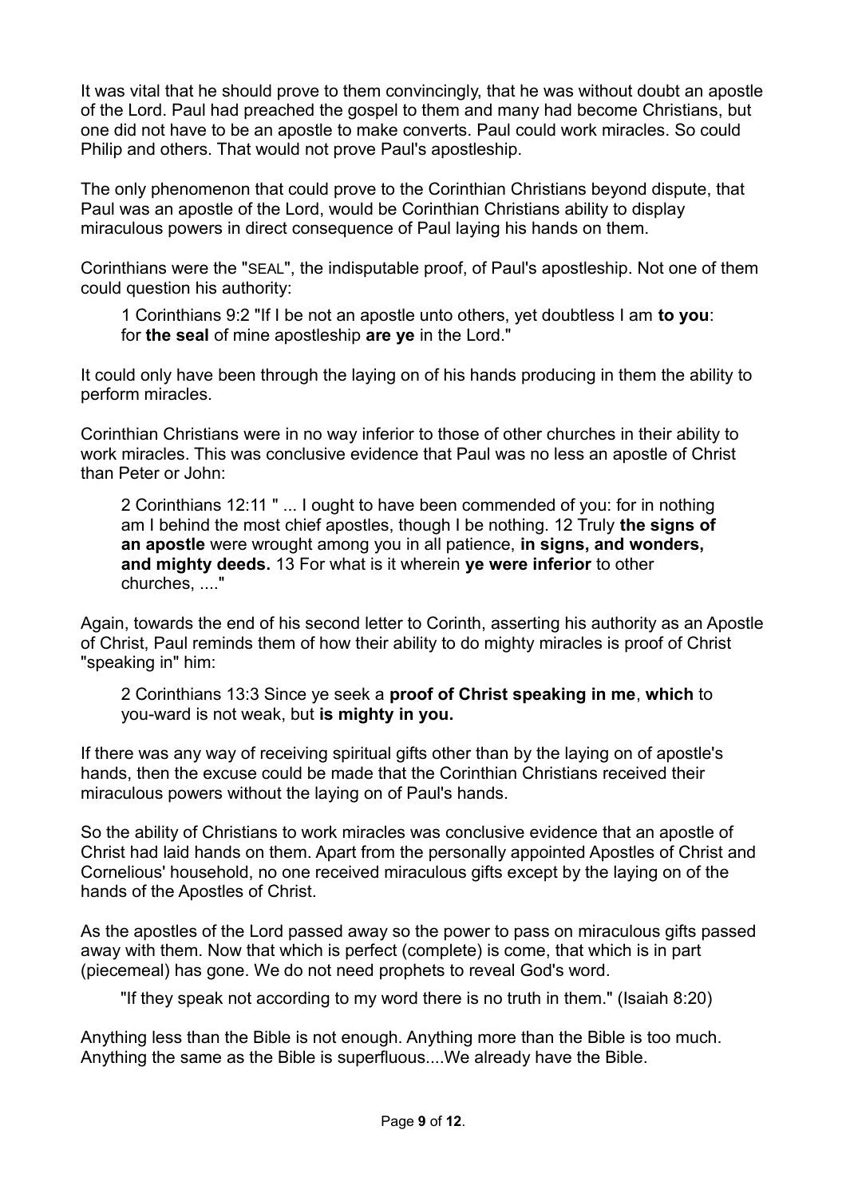It was vital that he should prove to them convincingly, that he was without doubt an apostle of the Lord. Paul had preached the gospel to them and many had become Christians, but one did not have to be an apostle to make converts. Paul could work miracles. So could Philip and others. That would not prove Paul's apostleship.

The only phenomenon that could prove to the Corinthian Christians beyond dispute, that Paul was an apostle of the Lord, would be Corinthian Christians ability to display miraculous powers in direct consequence of Paul laying his hands on them.

Corinthians were the "SEAL", the indisputable proof, of Paul's apostleship. Not one of them could question his authority:

> 1 Corinthians 9:2 "If I be not an apostle unto others, yet doubtless I am **to you**: for **the seal** of mine apostleship **are ye** in the Lord."

It could only have been through the laying on of his hands producing in them the ability to perform miracles.

Corinthian Christians were in no way inferior to those of other churches in their ability to work miracles. This was conclusive evidence that Paul was no less an apostle of Christ than Peter or John:

> 2 Corinthians 12:11 " ... I ought to have been commended of you: for in nothing am I behind the most chief apostles, though I be nothing. 12 Truly **the signs of an apostle** were wrought among you in all patience, **in signs, and wonders, and mighty deeds.** 13 For what is it wherein **ye were inferior** to other churches, ...."

Again, towards the end of his second letter to Corinth, asserting his authority as an Apostle of Christ, Paul reminds them of how their ability to do mighty miracles is proof of Christ "speaking in" him:

> 2 Corinthians 13:3 Since ye seek a **proof of Christ speaking in me**, **which** to you-ward is not weak, but **is mighty in you.**

If there was any way of receiving spiritual gifts other than by the laying on of apostle's hands, then the excuse could be made that the Corinthian Christians received their miraculous powers without the laying on of Paul's hands.

So the ability of Christians to work miracles was conclusive evidence that an apostle of Christ had laid hands on them. Apart from the personally appointed Apostles of Christ and Cornelious' household, no one received miraculous gifts except by the laying on of the hands of the Apostles of Christ.

As the apostles of the Lord passed away so the power to pass on miraculous gifts passed away with them. Now that which is perfect (complete) is come, that which is in part (piecemeal) has gone. We do not need prophets to reveal God's word.

> "If they speak not according to my word there is no truth in them." (Isaiah 8:20)

Anything less than the Bible is not enough. Anything more than the Bible is too much. Anything the same as the Bible is superfluous....We already have the Bible.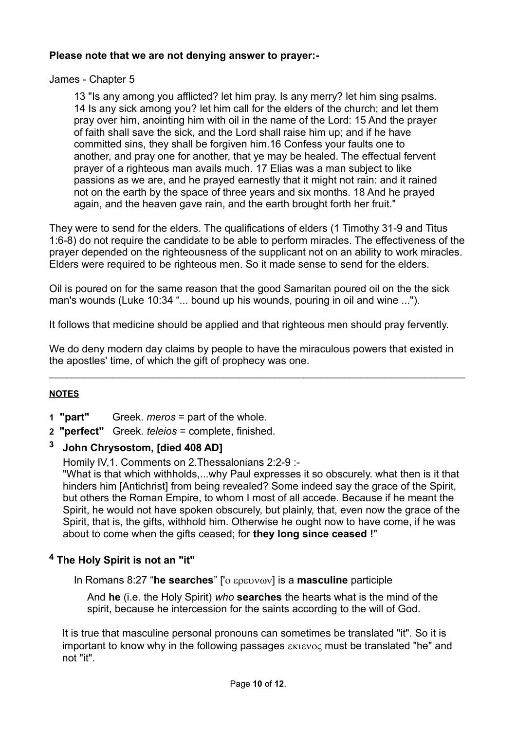**Please note that we are not denying answer to prayer:-**

James - Chapter 5

> 13 "Is any among you afflicted? let him pray. Is any merry? let him sing psalms. 14 Is any sick among you? let him call for the elders of the church; and let them pray over him, anointing him with oil in the name of the Lord: 15 And the prayer of faith shall save the sick, and the Lord shall raise him up; and if he have committed sins, they shall be forgiven him.16 Confess your faults one to another, and pray one for another, that ye may be healed. The effectual fervent prayer of a righteous man avails much. 17 Elias was a man subject to like passions as we are, and he prayed earnestly that it might not rain: and it rained not on the earth by the space of three years and six months. 18 And he prayed again, and the heaven gave rain, and the earth brought forth her fruit."

They were to send for the elders. The qualifications of elders (1 Timothy 31-9 and Titus 1:6-8) do not require the candidate to be able to perform miracles. The effectiveness of the prayer depended on the righteousness of the supplicant not on an ability to work miracles. Elders were required to be righteous men. So it made sense to send for the elders.

Oil is poured on for the same reason that the good Samaritan poured oil on the the sick man's wounds (Luke 10:34 "... bound up his wounds, pouring in oil and wine ...").

It follows that medicine should be applied and that righteous men should pray fervently.

We do deny modern day claims by people to have the miraculous powers that existed in the apostles' time, of which the gift of prophecy was one.

---

**NOTES**

1 **"part"** Greek. *meros* = part of the whole.

2 **"perfect"** Greek. *teleios* = complete, finished.

### 3 John Chrysostom, [died 408 AD]

Homily IV,1. Comments on 2.Thessalonians 2:2-9 :-

"What is that which withholds,...why Paul expresses it so obscurely. what then is it that hinders him [Antichrist] from being revealed? Some indeed say the grace of the Spirit, but others the Roman Empire, to whom I most of all accede. Because if he meant the Spirit, he would not have spoken obscurely, but plainly, that, even now the grace of the Spirit, that is, the gifts, withhold him. Otherwise he ought now to have come, if he was about to come when the gifts ceased; for **they long since ceased !**"

### 4 The Holy Spirit is not an "it"

In Romans 8:27 "**he searches**" ['ο ερευνων] is a **masculine** participle

> And **he** (i.e. the Holy Spirit) *who* **searches** the hearts what is the mind of the spirit, because he intercession for the saints according to the will of God.

It is true that masculine personal pronouns can sometimes be translated "it". So it is important to know why in the following passages εκιενος must be translated "he" and not "it".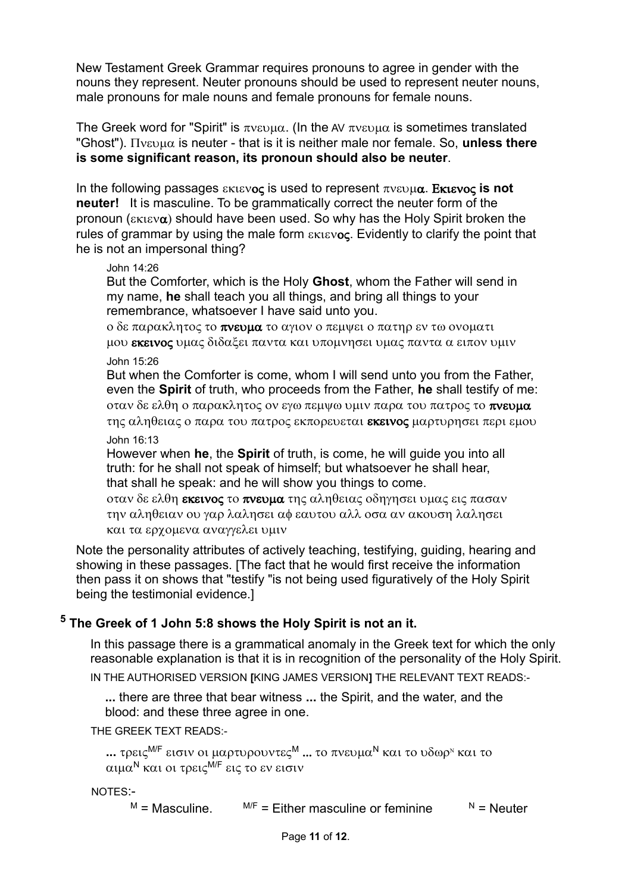New Testament Greek Grammar requires pronouns to agree in gender with the nouns they represent. Neuter pronouns should be used to represent neuter nouns, male pronouns for male nouns and female pronouns for female nouns.

The Greek word for "Spirit" is πνευμα. (In the AV πνευμα is sometimes translated "Ghost"). Πνευμα is neuter - that is it is neither male nor female. So, **unless there is some significant reason, its pronoun should also be neuter**.

In the following passages εκιεν**ος** is used to represent πνευμ**α**. **Εκιενος is not neuter!** It is masculine. To be grammatically correct the neuter form of the pronoun (εκιεν**α**) should have been used. So why has the Holy Spirit broken the rules of grammar by using the male form εκιεν**ος**. Evidently to clarify the point that he is not an impersonal thing?

> John 14:26
>
> But the Comforter, which is the Holy **Ghost**, whom the Father will send in my name, **he** shall teach you all things, and bring all things to your remembrance, whatsoever I have said unto you.
>
> ο δε παρακλητος το **πνευμα** το αγιον ο πεμψει ο πατηρ εν τω ονοματι μου **εκεινος** υμας διδαξει παντα και υπομνησει υμας παντα α ειπον υμιν
>
> John 15:26
>
> But when the Comforter is come, whom I will send unto you from the Father, even the **Spirit** of truth, who proceeds from the Father, **he** shall testify of me:
>
> οταν δε ελθη ο παρακλητος ον εγω πεμψω υμιν παρα του πατρος το **πνευμα** της αληθειας ο παρα του πατρος εκπορευεται **εκεινος** μαρτυρησει περι εμου
>
> John 16:13
>
> However when **he**, the **Spirit** of truth, is come, he will guide you into all truth: for he shall not speak of himself; but whatsoever he shall hear, that shall he speak: and he will show you things to come.
>
> οταν δε ελθη **εκεινος** το **πνευμα** της αληθειας οδηγησει υμας εις πασαν την αληθειαν ου γαρ λαλησει αφ εαυτου αλλ οσα αν ακουση λαλησει και τα ερχομενα αναγγελει υμιν

Note the personality attributes of actively teaching, testifying, guiding, hearing and showing in these passages. [The fact that he would first receive the information then pass it on shows that "testify "is not being used figuratively of the Holy Spirit being the testimonial evidence.]

## [5] The Greek of 1 John 5:8 shows the Holy Spirit is not an it.

In this passage there is a grammatical anomaly in the Greek text for which the only reasonable explanation is that it is in recognition of the personality of the Holy Spirit.

IN THE AUTHORISED VERSION [KING JAMES VERSION] THE RELEVANT TEXT READS:-

> **...** there are three that bear witness **...** the Spirit, and the water, and the blood: and these three agree in one.

THE GREEK TEXT READS:-

> **...** τρεις$^{M/F}$ εισιν οι μαρτυρουντες$^{M}$ **...** το πνευμα$^{N}$ και το υδωρ$^{N}$ και το αιμα$^{N}$ και οι τρεις$^{M/F}$ εις το εν εισιν

NOTES:-

$^{M}$ = Masculine. $^{M/F}$ = Either masculine or feminine $^{N}$ = Neuter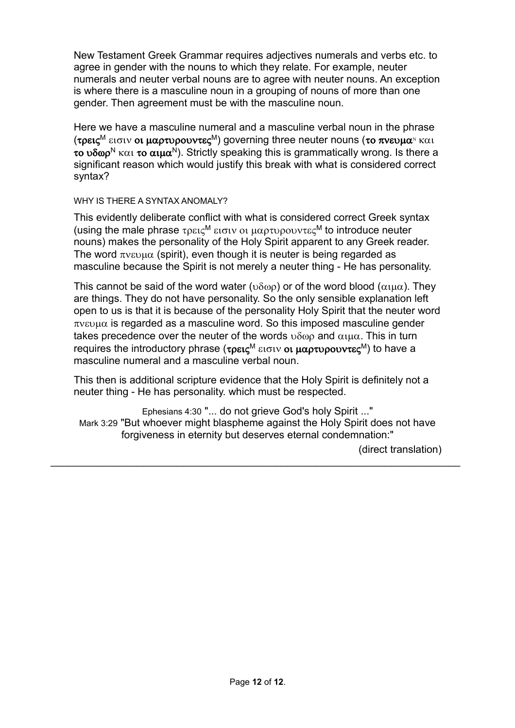New Testament Greek Grammar requires adjectives numerals and verbs etc. to agree in gender with the nouns to which they relate. For example, neuter numerals and neuter verbal nouns are to agree with neuter nouns. An exception is where there is a masculine noun in a grouping of nouns of more than one gender. Then agreement must be with the masculine noun.

Here we have a masculine numeral and a masculine verbal noun in the phrase (**τρεις**M εισιν **οι μαρτυρουντες**M) governing three neuter nouns (**το πνευμα**N και **το υδωρ**N και **το αιμα**N). Strictly speaking this is grammatically wrong. Is there a significant reason which would justify this break with what is considered correct syntax?

WHY IS THERE A SYNTAX ANOMALY?

This evidently deliberate conflict with what is considered correct Greek syntax (using the male phrase τρειςM εισιν οι μαρτυρουντεςM to introduce neuter nouns) makes the personality of the Holy Spirit apparent to any Greek reader. The word πνευμα (spirit), even though it is neuter is being regarded as masculine because the Spirit is not merely a neuter thing - He has personality.

This cannot be said of the word water (υδωρ) or of the word blood (αιμα). They are things. They do not have personality. So the only sensible explanation left open to us is that it is because of the personality Holy Spirit that the neuter word πνευμα is regarded as a masculine word. So this imposed masculine gender takes precedence over the neuter of the words υδωρ and αιμα. This in turn requires the introductory phrase (**τρεις**M εισιν **οι μαρτυρουντες**M) to have a masculine numeral and a masculine verbal noun.

This then is additional scripture evidence that the Holy Spirit is definitely not a neuter thing - He has personality. which must be respected.

Ephesians 4:30 "... do not grieve God's holy Spirit ..."
Mark 3:29 "But whoever might blaspheme against the Holy Spirit does not have forgiveness in eternity but deserves eternal condemnation:"

(direct translation)